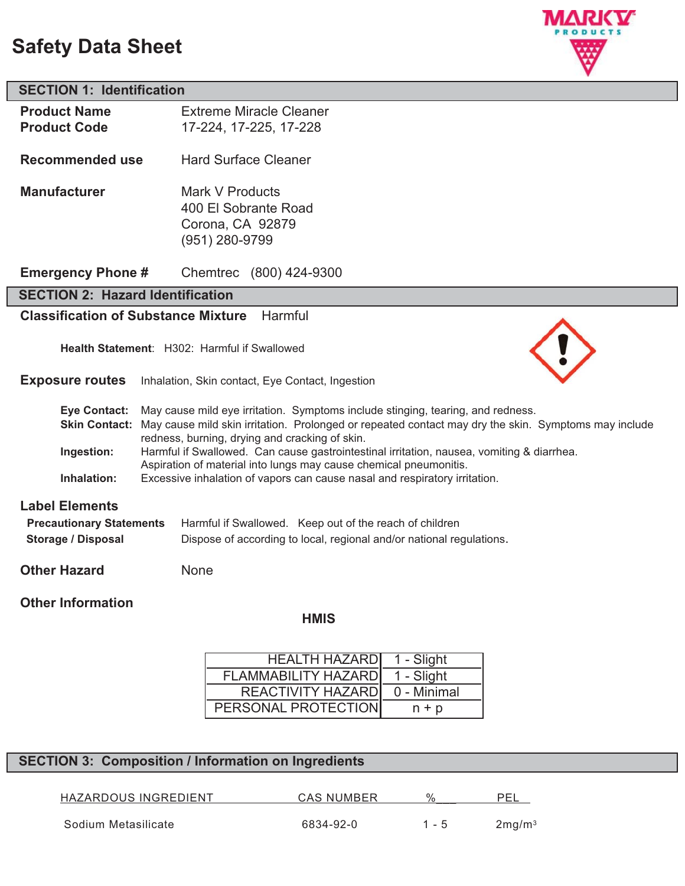# Safety Data Sheet

## SECTION 1: Identification

**Product Name** Extreme Miracle Cleaner
**Product Code** 17-224, 17-225, 17-228

**Recommended use** Hard Surface Cleaner

**Manufacturer** Mark V Products
400 El Sobrante Road
Corona, CA 92879
(951) 280-9799

**Emergency Phone #** Chemtrec (800) 424-9300

## SECTION 2: Hazard Identification

**Classification of Substance Mixture** Harmful

**Health Statement**: H302: Harmful if Swallowed

**Exposure routes** Inhalation, Skin contact, Eye Contact, Ingestion

**Eye Contact:** May cause mild eye irritation. Symptoms include stinging, tearing, and redness.
**Skin Contact:** May cause mild skin irritation. Prolonged or repeated contact may dry the skin. Symptoms may include redness, burning, drying and cracking of skin.
**Ingestion:** Harmful if Swallowed. Can cause gastrointestinal irritation, nausea, vomiting & diarrhea. Aspiration of material into lungs may cause chemical pneumonitis.
**Inhalation:** Excessive inhalation of vapors can cause nasal and respiratory irritation.

**Label Elements**

**Precautionary Statements** Harmful if Swallowed. Keep out of the reach of children
**Storage / Disposal** Dispose of according to local, regional and/or national regulations.

**Other Hazard** None

**Other Information**

**HMIS**

| | |
|---|---|
| HEALTH HAZARD | 1 - Slight |
| FLAMMABILITY HAZARD | 1 - Slight |
| REACTIVITY HAZARD | 0 - Minimal |
| PERSONAL PROTECTION | n + p |

## SECTION 3: Composition / Information on Ingredients

| HAZARDOUS INGREDIENT | CAS NUMBER | % | PEL |
|---|---|---|---|
| Sodium Metasilicate | 6834-92-0 | 1 - 5 | 2mg/m$^3$ |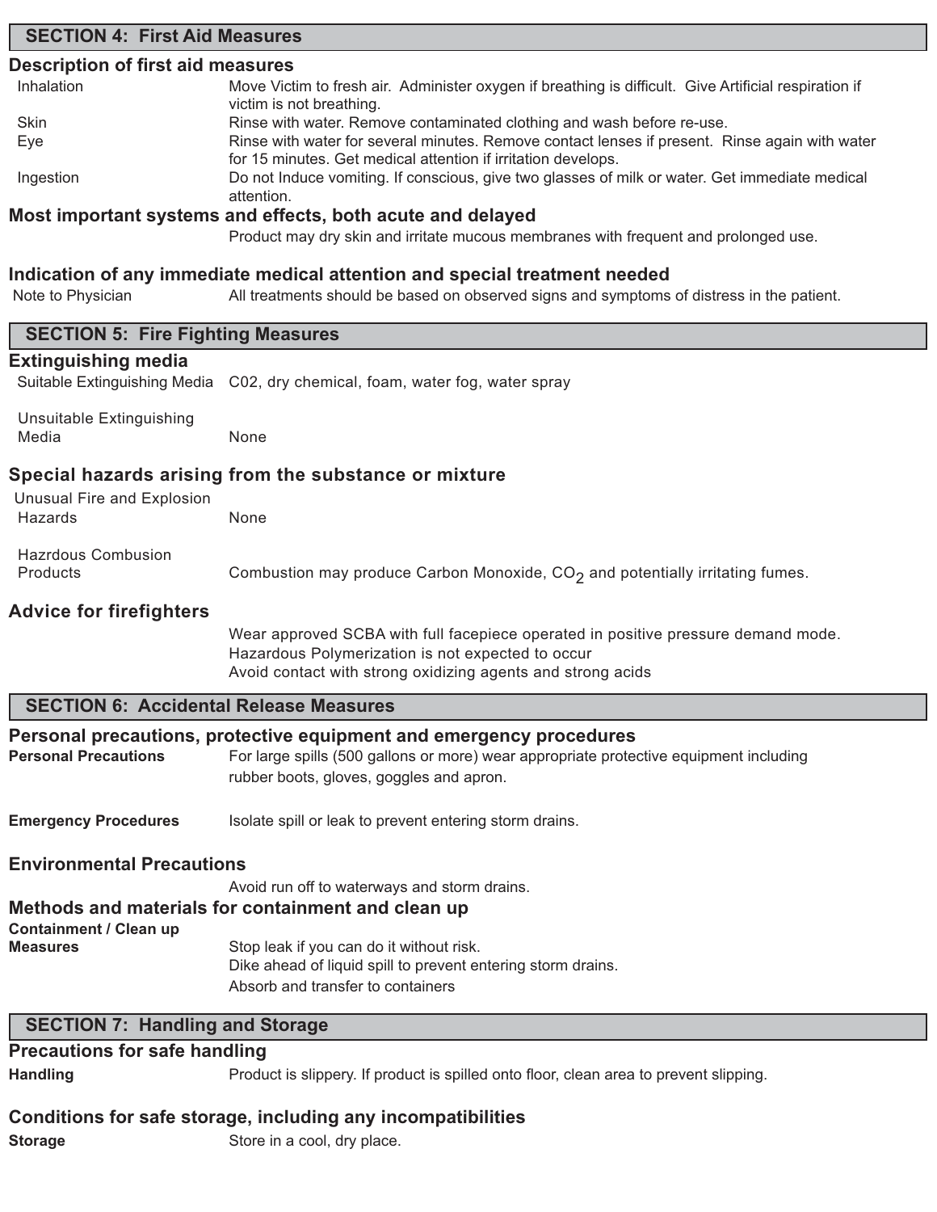## SECTION 4: First Aid Measures

### Description of first aid measures

| | |
|---|---|
| Inhalation | Move Victim to fresh air. Administer oxygen if breathing is difficult. Give Artificial respiration if victim is not breathing. |
| Skin | Rinse with water. Remove contaminated clothing and wash before re-use. |
| Eye | Rinse with water for several minutes. Remove contact lenses if present. Rinse again with water for 15 minutes. Get medical attention if irritation develops. |
| Ingestion | Do not Induce vomiting. If conscious, give two glasses of milk or water. Get immediate medical attention. |

### Most important systems and effects, both acute and delayed

Product may dry skin and irritate mucous membranes with frequent and prolonged use.

### Indication of any immediate medical attention and special treatment needed

| | |
|---|---|
| Note to Physician | All treatments should be based on observed signs and symptoms of distress in the patient. |

## SECTION 5: Fire Fighting Measures

### Extinguishing media

| | |
|---|---|
| Suitable Extinguishing Media | C02, dry chemical, foam, water fog, water spray |
| Unsuitable Extinguishing Media | None |

### Special hazards arising from the substance or mixture

| | |
|---|---|
| Unusual Fire and Explosion Hazards | None |
| Hazrdous Combustion Products | Combustion may produce Carbon Monoxide, $CO_2$ and potentially irritating fumes. |

### Advice for firefighters

Wear approved SCBA with full facepiece operated in positive pressure demand mode.
Hazardous Polymerization is not expected to occur
Avoid contact with strong oxidizing agents and strong acids

## SECTION 6: Accidental Release Measures

### Personal precautions, protective equipment and emergency procedures

**Personal Precautions** For large spills (500 gallons or more) wear appropriate protective equipment including rubber boots, gloves, goggles and apron.

**Emergency Procedures** Isolate spill or leak to prevent entering storm drains.

### Environmental Precautions

Avoid run off to waterways and storm drains.

### Methods and materials for containment and clean up

**Containment / Clean up Measures**
Stop leak if you can do it without risk.
Dike ahead of liquid spill to prevent entering storm drains.
Absorb and transfer to containers

## SECTION 7: Handling and Storage

### Precautions for safe handling

**Handling** Product is slippery. If product is spilled onto floor, clean area to prevent slipping.

### Conditions for safe storage, including any incompatibilities

**Storage** Store in a cool, dry place.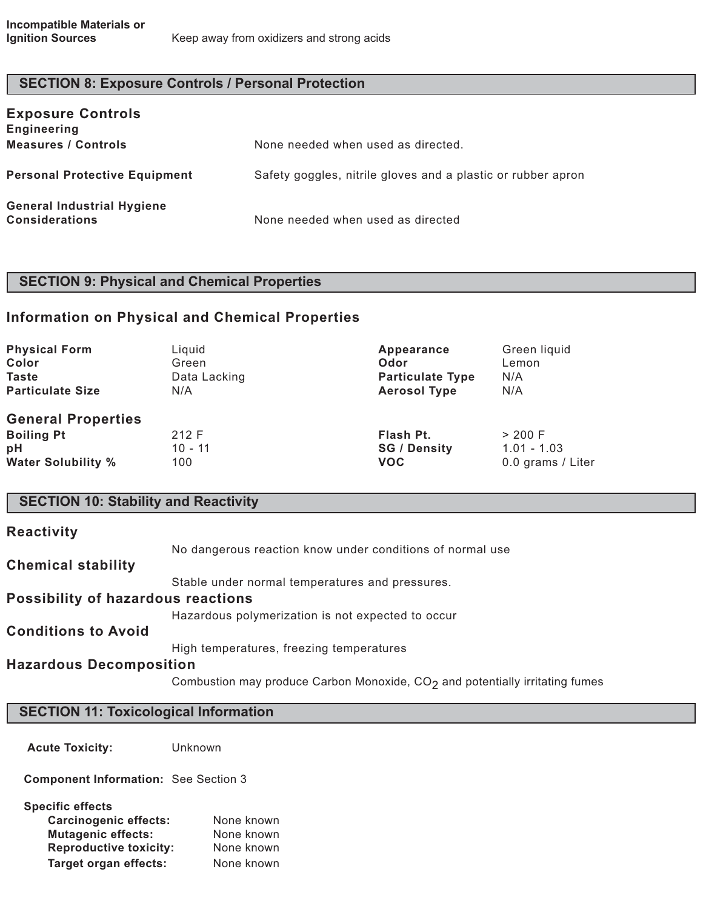| | |
|---|---|
| **Incompatible Materials or Ignition Sources** | Keep away from oxidizers and strong acids |

## SECTION 8: Exposure Controls / Personal Protection

### Exposure Controls

| | |
|---|---|
| **Engineering Measures / Controls** | None needed when used as directed. |
| **Personal Protective Equipment** | Safety goggles, nitrile gloves and a plastic or rubber apron |
| **General Industrial Hygiene Considerations** | None needed when used as directed |

## SECTION 9: Physical and Chemical Properties

### Information on Physical and Chemical Properties

| | | | |
|---|---|---|---|
| **Physical Form** | Liquid | **Appearance** | Green liquid |
| **Color** | Green | **Odor** | Lemon |
| **Taste** | Data Lacking | **Particulate Type** | N/A |
| **Particulate Size** | N/A | **Aerosol Type** | N/A |

### General Properties

| | | | |
|---|---|---|---|
| **Boiling Pt** | 212 F | **Flash Pt.** | > 200 F |
| **pH** | 10 - 11 | **SG / Density** | 1.01 - 1.03 |
| **Water Solubility %** | 100 | **VOC** | 0.0 grams / Liter |

## SECTION 10: Stability and Reactivity

### Reactivity

No dangerous reaction know under conditions of normal use

### Chemical stability

Stable under normal temperatures and pressures.

### Possibility of hazardous reactions

Hazardous polymerization is not expected to occur

### Conditions to Avoid

High temperatures, freezing temperatures

### Hazardous Decomposition

Combustion may produce Carbon Monoxide, $CO_2$ and potentially irritating fumes

## SECTION 11: Toxicological Information

**Acute Toxicity:** Unknown

**Component Information:** See Section 3

**Specific effects**

- **Carcinogenic effects:** None known
- **Mutagenic effects:** None known
- **Reproductive toxicity:** None known
- **Target organ effects:** None known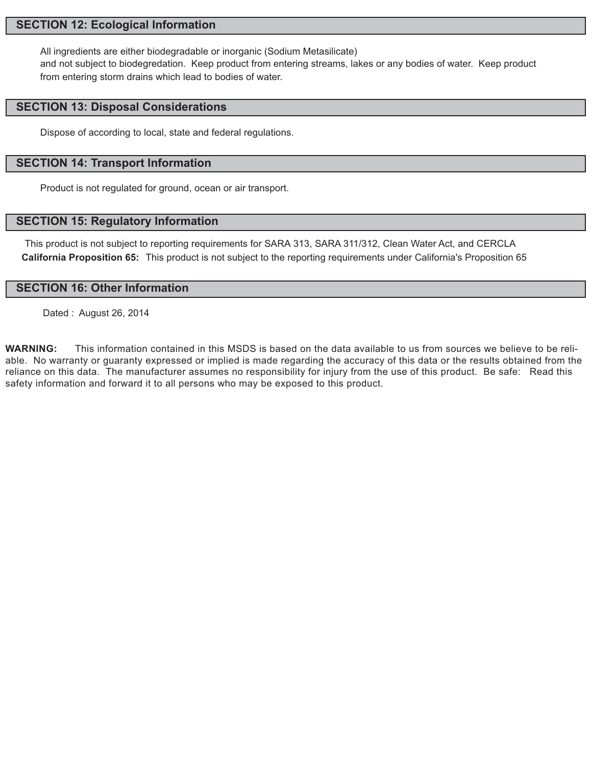## SECTION 12: Ecological Information

All ingredients are either biodegradable or inorganic (Sodium Metasilicate) and not subject to biodegredation. Keep product from entering streams, lakes or any bodies of water. Keep product from entering storm drains which lead to bodies of water.

## SECTION 13: Disposal Considerations

Dispose of according to local, state and federal regulations.

## SECTION 14: Transport Information

Product is not regulated for ground, ocean or air transport.

## SECTION 15: Regulatory Information

This product is not subject to reporting requirements for SARA 313, SARA 311/312, Clean Water Act, and CERCLA

**California Proposition 65:** This product is not subject to the reporting requirements under California's Proposition 65

## SECTION 16: Other Information

Dated : August 26, 2014

**WARNING:** This information contained in this MSDS is based on the data available to us from sources we believe to be reliable. No warranty or guaranty expressed or implied is made regarding the accuracy of this data or the results obtained from the reliance on this data. The manufacturer assumes no responsibility for injury from the use of this product. Be safe: Read this safety information and forward it to all persons who may be exposed to this product.